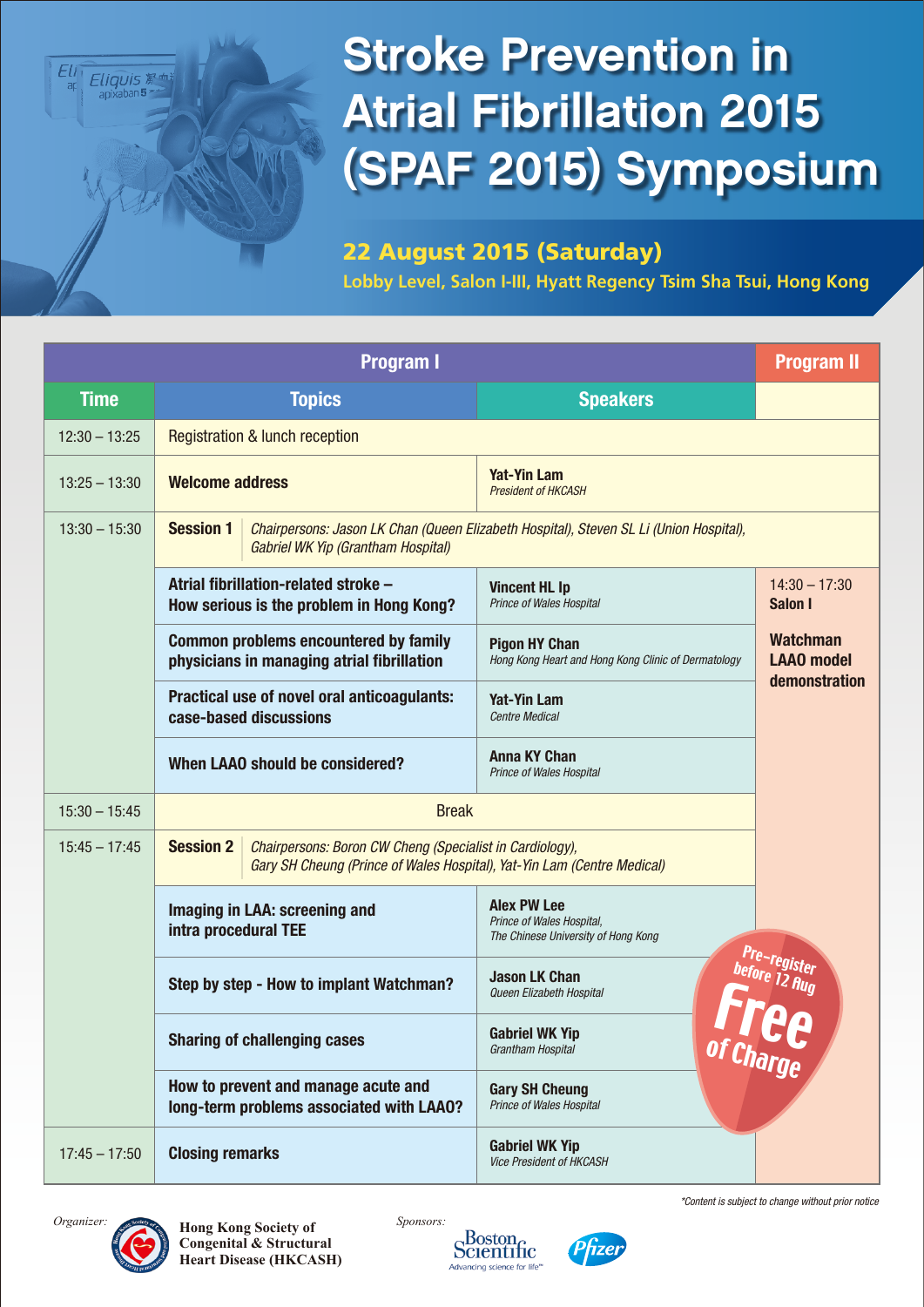# Stroke Prevention in Atrial Fibrillation 2015 (SPAF 2015) Symposium

## 22 August 2015 (Saturday)

**Lobby Level, Salon I-III, Hyatt Regency Tsim Sha Tsui, Hong Kong**

| Program I | | | Program II |
|---|---|---|---|
| **Time** | **Topics** | **Speakers** | |
| 12:30 – 13:25 | Registration & lunch reception | | |
| 13:25 – 13:30 | **Welcome address** | **Yat-Yin Lam** *President of HKCASH* | |
| 13:30 – 15:30 | **Session 1** *Chairpersons: Jason LK Chan (Queen Elizabeth Hospital), Steven SL Li (Union Hospital), Gabriel WK Yip (Grantham Hospital)* | | |
| | **Atrial fibrillation-related stroke – How serious is the problem in Hong Kong?** | **Vincent HL Ip** *Prince of Wales Hospital* | 14:30 – 17:30 **Salon I** **Watchman LAAO model demonstration** |
| | **Common problems encountered by family physicians in managing atrial fibrillation** | **Pigon HY Chan** *Hong Kong Heart and Hong Kong Clinic of Dermatology* | |
| | **Practical use of novel oral anticoagulants: case-based discussions** | **Yat-Yin Lam** *Centre Medical* | |
| | **When LAAO should be considered?** | **Anna KY Chan** *Prince of Wales Hospital* | |
| 15:30 – 15:45 | Break | | |
| 15:45 – 17:45 | **Session 2** *Chairpersons: Boron CW Cheng (Specialist in Cardiology), Gary SH Cheung (Prince of Wales Hospital), Yat-Yin Lam (Centre Medical)* | | |
| | **Imaging in LAA: screening and intra procedural TEE** | **Alex PW Lee** *Prince of Wales Hospital, The Chinese University of Hong Kong* | |
| | **Step by step - How to implant Watchman?** | **Jason LK Chan** *Queen Elizabeth Hospital* | |
| | **Sharing of challenging cases** | **Gabriel WK Yip** *Grantham Hospital* | |
| | **How to prevent and manage acute and long-term problems associated with LAAO?** | **Gary SH Cheung** *Prince of Wales Hospital* | |
| 17:45 – 17:50 | **Closing remarks** | **Gabriel WK Yip** *Vice President of HKCASH* | |

**Pre-register before 12 Aug — Free of Charge**

*Content is subject to change without prior notice

*Organizer:* **Hong Kong Society of Congenital & Structural Heart Disease (HKCASH)**

*Sponsors:* Boston Scientific — Advancing science for life™; Pfizer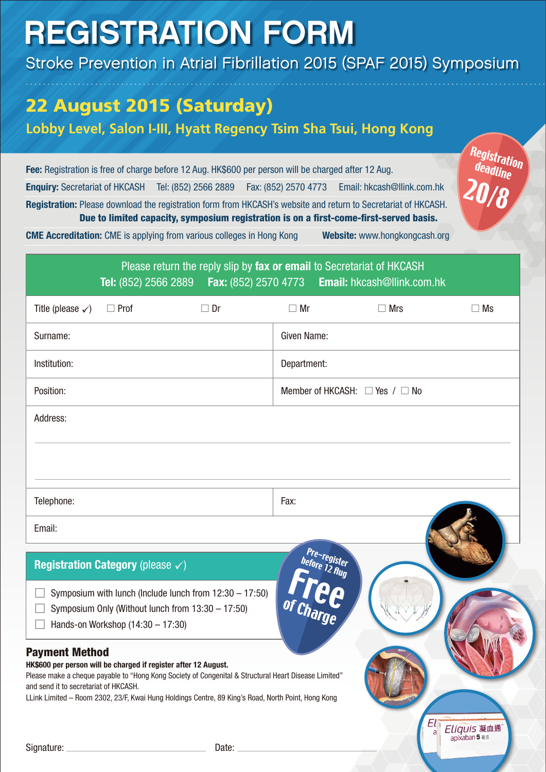# REGISTRATION FORM

Stroke Prevention in Atrial Fibrillation 2015 (SPAF 2015) Symposium

## 22 August 2015 (Saturday)

**Lobby Level, Salon I-III, Hyatt Regency Tsim Sha Tsui, Hong Kong**

Registration deadline 20/8

**Fee:** Registration is free of charge before 12 Aug. HK$600 per person will be charged after 12 Aug.

**Enquiry:** Secretariat of HKCASH Tel: (852) 2566 2889 Fax: (852) 2570 4773 Email: hkcash@llink.com.hk

**Registration:** Please download the registration form from HKCASH's website and return to Secretariat of HKCASH.
**Due to limited capacity, symposium registration is on a first-come-first-served basis.**

**CME Accreditation:** CME is applying from various colleges in Hong Kong **Website:** www.hongkongcash.org

Please return the reply slip by **fax or email** to Secretariat of HKCASH
**Tel:** (852) 2566 2889 **Fax:** (852) 2570 4773 **Email:** hkcash@llink.com.hk

| | | | | | |
|---|---|---|---|---|---|
| Title (please ✓) | ☐ Prof | ☐ Dr | ☐ Mr | ☐ Mrs | ☐ Ms |

| | |
|---|---|
| Surname: | Given Name: |
| Institution: | Department: |
| Position: | Member of HKCASH: ☐ Yes / ☐ No |
| Address: | |
| Telephone: | Fax: |
| Email: | |

**Registration Category** (please ✓)

- ☐ Symposium with lunch (Include lunch from 12:30 – 17:50)
- ☐ Symposium Only (Without lunch from 13:30 – 17:50)
- ☐ Hands-on Workshop (14:30 – 17:30)

Pre-register before 12 Aug **Free of Charge**

## Payment Method

**HK$600 per person will be charged if register after 12 August.**

Please make a cheque payable to "Hong Kong Society of Congenital & Structural Heart Disease Limited" and send it to secretariat of HKCASH.

LLink Limited – Room 2302, 23/F, Kwai Hung Holdings Centre, 89 King's Road, North Point, Hong Kong

Signature: ______________________ Date: ______________________